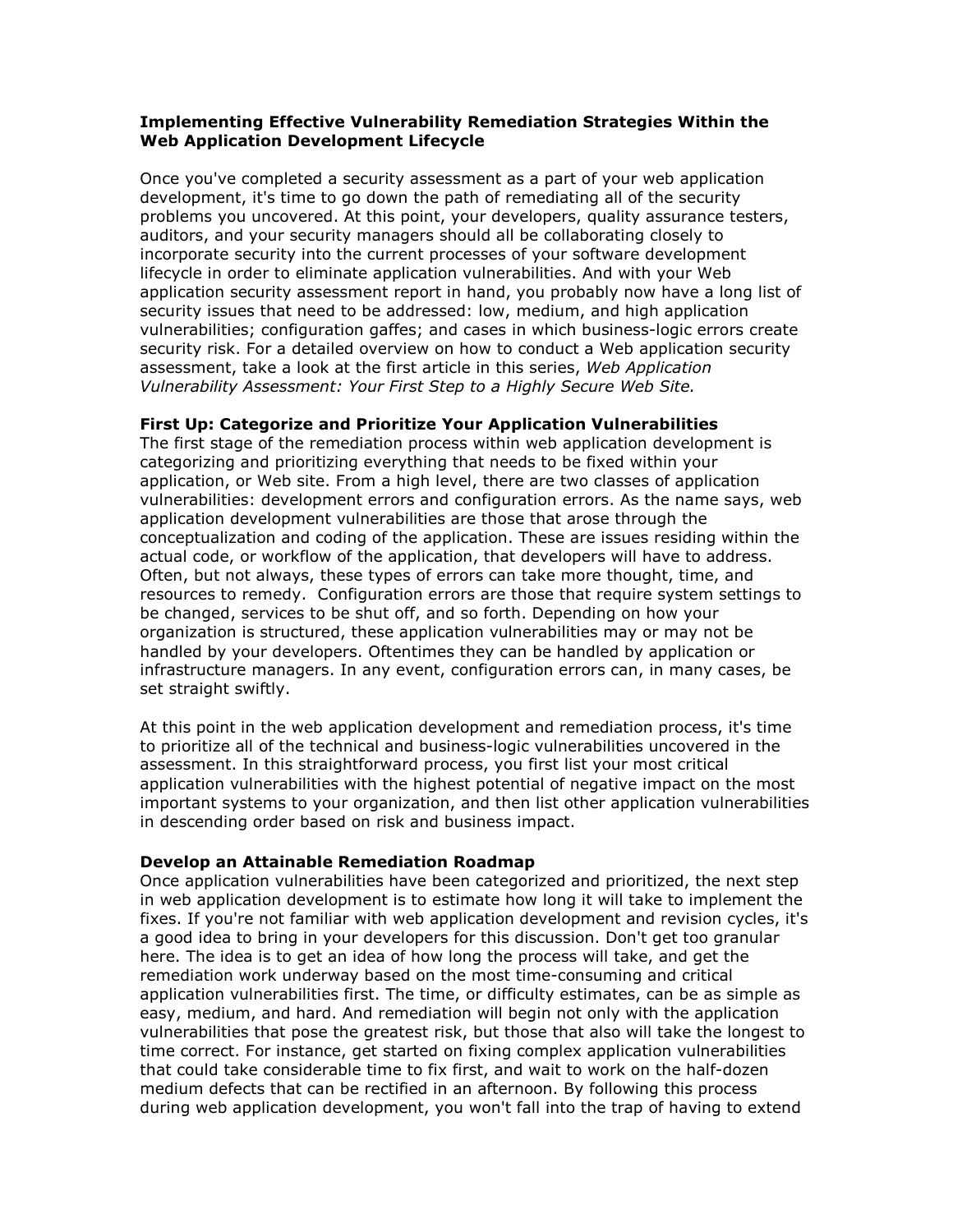# Implementing Effective Vulnerability Remediation Strategies Within the Web Application Development Lifecycle

Once you've completed a security assessment as a part of your web application development, it's time to go down the path of remediating all of the security problems you uncovered. At this point, your developers, quality assurance testers, auditors, and your security managers should all be collaborating closely to incorporate security into the current processes of your software development lifecycle in order to eliminate application vulnerabilities. And with your Web application security assessment report in hand, you probably now have a long list of security issues that need to be addressed: low, medium, and high application vulnerabilities; configuration gaffes; and cases in which business-logic errors create security risk. For a detailed overview on how to conduct a Web application security assessment, take a look at the first article in this series, *Web Application Vulnerability Assessment: Your First Step to a Highly Secure Web Site.*

## First Up: Categorize and Prioritize Your Application Vulnerabilities

The first stage of the remediation process within web application development is categorizing and prioritizing everything that needs to be fixed within your application, or Web site. From a high level, there are two classes of application vulnerabilities: development errors and configuration errors. As the name says, web application development vulnerabilities are those that arose through the conceptualization and coding of the application. These are issues residing within the actual code, or workflow of the application, that developers will have to address. Often, but not always, these types of errors can take more thought, time, and resources to remedy. Configuration errors are those that require system settings to be changed, services to be shut off, and so forth. Depending on how your organization is structured, these application vulnerabilities may or may not be handled by your developers. Oftentimes they can be handled by application or infrastructure managers. In any event, configuration errors can, in many cases, be set straight swiftly.

At this point in the web application development and remediation process, it's time to prioritize all of the technical and business-logic vulnerabilities uncovered in the assessment. In this straightforward process, you first list your most critical application vulnerabilities with the highest potential of negative impact on the most important systems to your organization, and then list other application vulnerabilities in descending order based on risk and business impact.

## Develop an Attainable Remediation Roadmap

Once application vulnerabilities have been categorized and prioritized, the next step in web application development is to estimate how long it will take to implement the fixes. If you're not familiar with web application development and revision cycles, it's a good idea to bring in your developers for this discussion. Don't get too granular here. The idea is to get an idea of how long the process will take, and get the remediation work underway based on the most time-consuming and critical application vulnerabilities first. The time, or difficulty estimates, can be as simple as easy, medium, and hard. And remediation will begin not only with the application vulnerabilities that pose the greatest risk, but those that also will take the longest to time correct. For instance, get started on fixing complex application vulnerabilities that could take considerable time to fix first, and wait to work on the half-dozen medium defects that can be rectified in an afternoon. By following this process during web application development, you won't fall into the trap of having to extend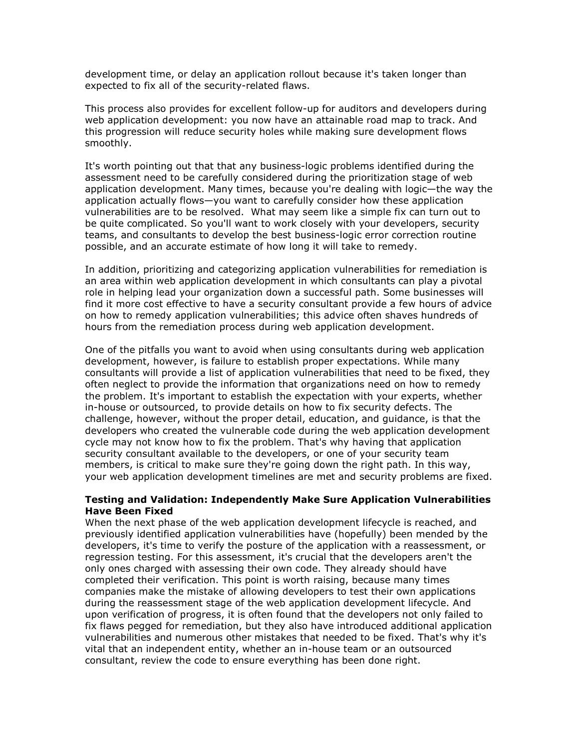development time, or delay an application rollout because it's taken longer than expected to fix all of the security-related flaws.

This process also provides for excellent follow-up for auditors and developers during web application development: you now have an attainable road map to track. And this progression will reduce security holes while making sure development flows smoothly.

It's worth pointing out that that any business-logic problems identified during the assessment need to be carefully considered during the prioritization stage of web application development. Many times, because you're dealing with logic—the way the application actually flows—you want to carefully consider how these application vulnerabilities are to be resolved.  What may seem like a simple fix can turn out to be quite complicated. So you'll want to work closely with your developers, security teams, and consultants to develop the best business-logic error correction routine possible, and an accurate estimate of how long it will take to remedy.

In addition, prioritizing and categorizing application vulnerabilities for remediation is an area within web application development in which consultants can play a pivotal role in helping lead your organization down a successful path. Some businesses will find it more cost effective to have a security consultant provide a few hours of advice on how to remedy application vulnerabilities; this advice often shaves hundreds of hours from the remediation process during web application development.

One of the pitfalls you want to avoid when using consultants during web application development, however, is failure to establish proper expectations. While many consultants will provide a list of application vulnerabilities that need to be fixed, they often neglect to provide the information that organizations need on how to remedy the problem. It's important to establish the expectation with your experts, whether in-house or outsourced, to provide details on how to fix security defects. The challenge, however, without the proper detail, education, and guidance, is that the developers who created the vulnerable code during the web application development cycle may not know how to fix the problem. That's why having that application security consultant available to the developers, or one of your security team members, is critical to make sure they're going down the right path. In this way, your web application development timelines are met and security problems are fixed.

**Testing and Validation: Independently Make Sure Application Vulnerabilities Have Been Fixed**

When the next phase of the web application development lifecycle is reached, and previously identified application vulnerabilities have (hopefully) been mended by the developers, it's time to verify the posture of the application with a reassessment, or regression testing. For this assessment, it's crucial that the developers aren't the only ones charged with assessing their own code. They already should have completed their verification. This point is worth raising, because many times companies make the mistake of allowing developers to test their own applications during the reassessment stage of the web application development lifecycle. And upon verification of progress, it is often found that the developers not only failed to fix flaws pegged for remediation, but they also have introduced additional application vulnerabilities and numerous other mistakes that needed to be fixed. That's why it's vital that an independent entity, whether an in-house team or an outsourced consultant, review the code to ensure everything has been done right.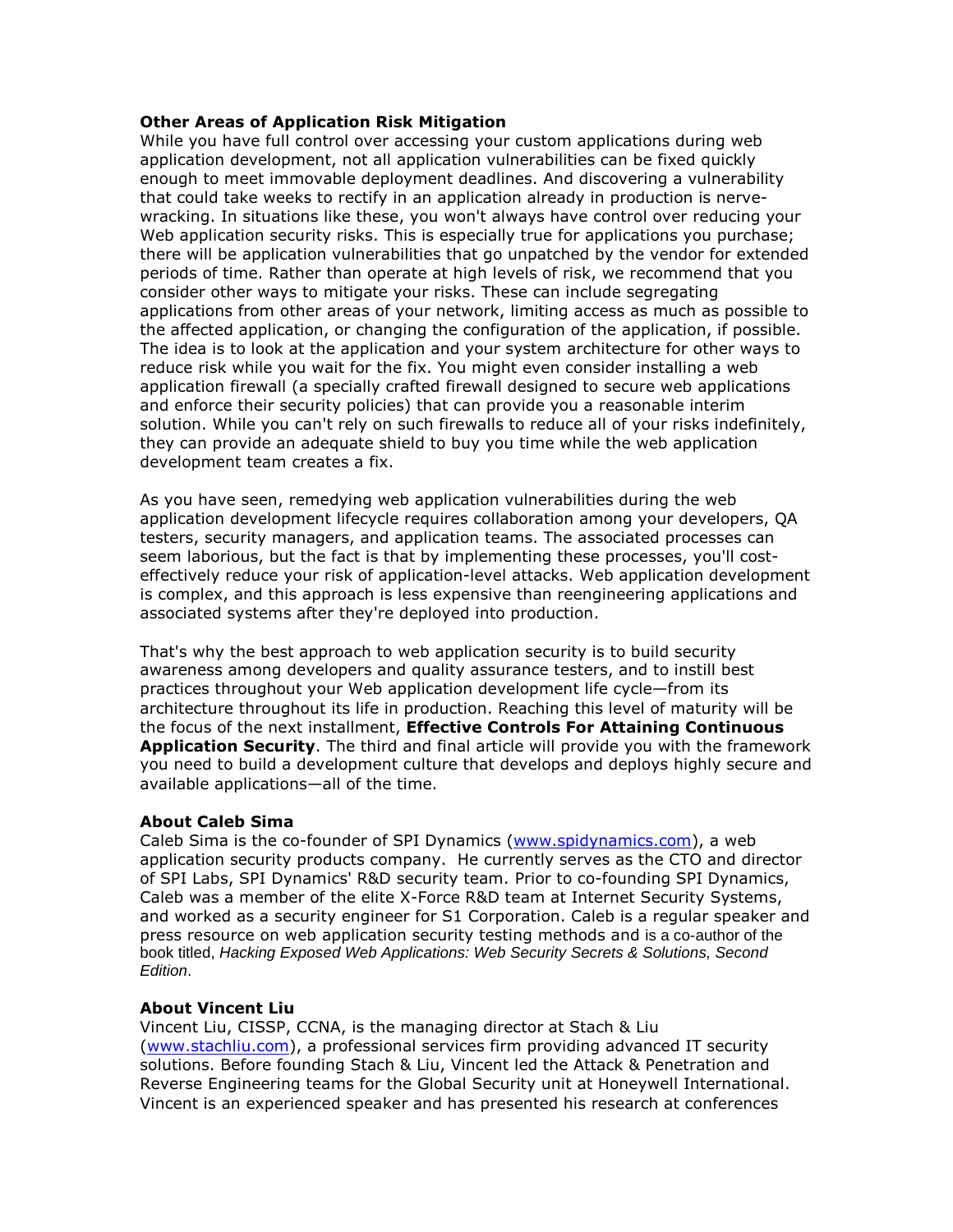**Other Areas of Application Risk Mitigation**

While you have full control over accessing your custom applications during web application development, not all application vulnerabilities can be fixed quickly enough to meet immovable deployment deadlines. And discovering a vulnerability that could take weeks to rectify in an application already in production is nerve-wracking. In situations like these, you won't always have control over reducing your Web application security risks. This is especially true for applications you purchase; there will be application vulnerabilities that go unpatched by the vendor for extended periods of time. Rather than operate at high levels of risk, we recommend that you consider other ways to mitigate your risks. These can include segregating applications from other areas of your network, limiting access as much as possible to the affected application, or changing the configuration of the application, if possible. The idea is to look at the application and your system architecture for other ways to reduce risk while you wait for the fix. You might even consider installing a web application firewall (a specially crafted firewall designed to secure web applications and enforce their security policies) that can provide you a reasonable interim solution. While you can't rely on such firewalls to reduce all of your risks indefinitely, they can provide an adequate shield to buy you time while the web application development team creates a fix.

As you have seen, remedying web application vulnerabilities during the web application development lifecycle requires collaboration among your developers, QA testers, security managers, and application teams. The associated processes can seem laborious, but the fact is that by implementing these processes, you'll cost-effectively reduce your risk of application-level attacks. Web application development is complex, and this approach is less expensive than reengineering applications and associated systems after they're deployed into production.

That's why the best approach to web application security is to build security awareness among developers and quality assurance testers, and to instill best practices throughout your Web application development life cycle—from its architecture throughout its life in production. Reaching this level of maturity will be the focus of the next installment, **Effective Controls For Attaining Continuous Application Security**. The third and final article will provide you with the framework you need to build a development culture that develops and deploys highly secure and available applications—all of the time.

**About Caleb Sima**

Caleb Sima is the co-founder of SPI Dynamics (www.spidynamics.com), a web application security products company. He currently serves as the CTO and director of SPI Labs, SPI Dynamics' R&D security team. Prior to co-founding SPI Dynamics, Caleb was a member of the elite X-Force R&D team at Internet Security Systems, and worked as a security engineer for S1 Corporation. Caleb is a regular speaker and press resource on web application security testing methods and is a co-author of the book titled, *Hacking Exposed Web Applications: Web Security Secrets & Solutions, Second Edition*.

**About Vincent Liu**

Vincent Liu, CISSP, CCNA, is the managing director at Stach & Liu (www.stachliu.com), a professional services firm providing advanced IT security solutions. Before founding Stach & Liu, Vincent led the Attack & Penetration and Reverse Engineering teams for the Global Security unit at Honeywell International. Vincent is an experienced speaker and has presented his research at conferences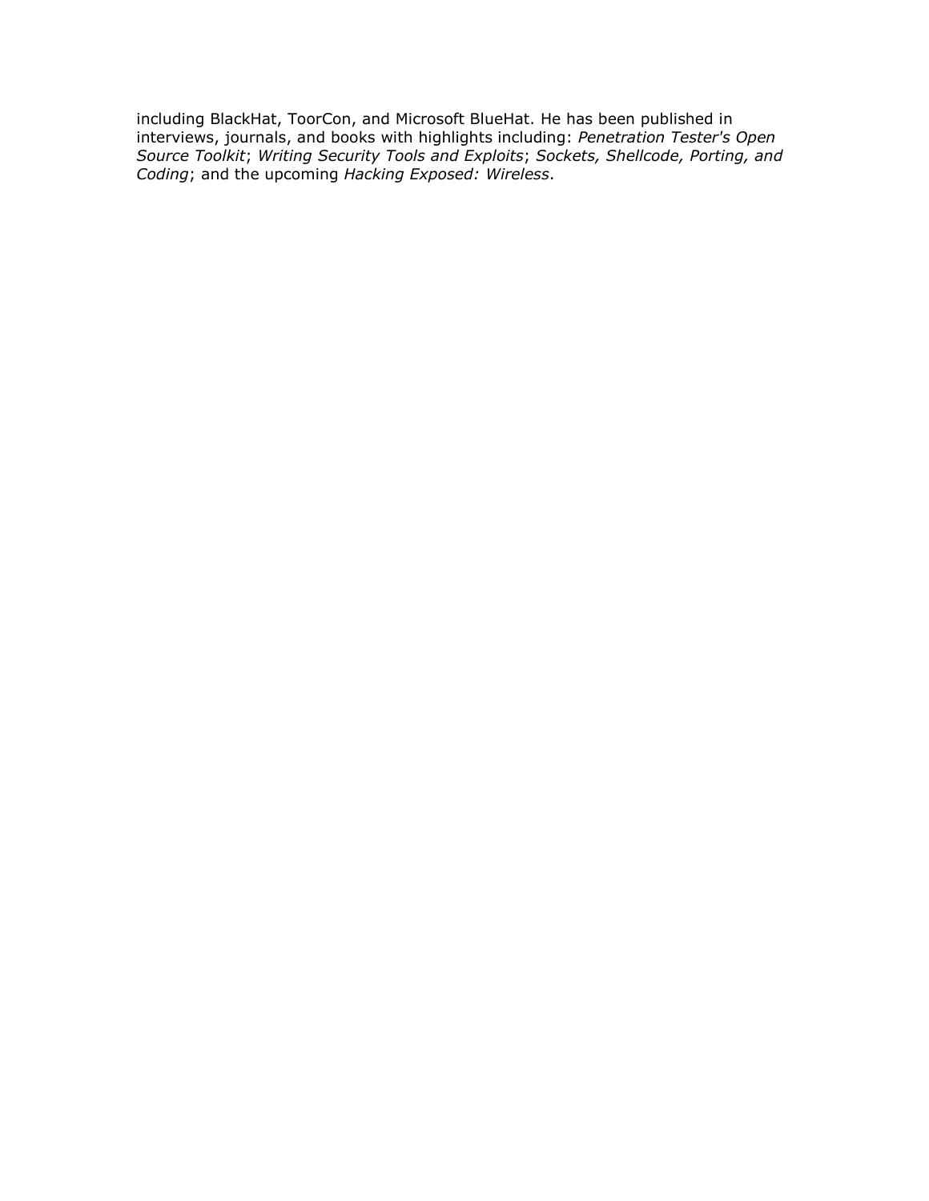including BlackHat, ToorCon, and Microsoft BlueHat. He has been published in interviews, journals, and books with highlights including: *Penetration Tester's Open Source Toolkit*; *Writing Security Tools and Exploits*; *Sockets, Shellcode, Porting, and Coding*; and the upcoming *Hacking Exposed: Wireless*.